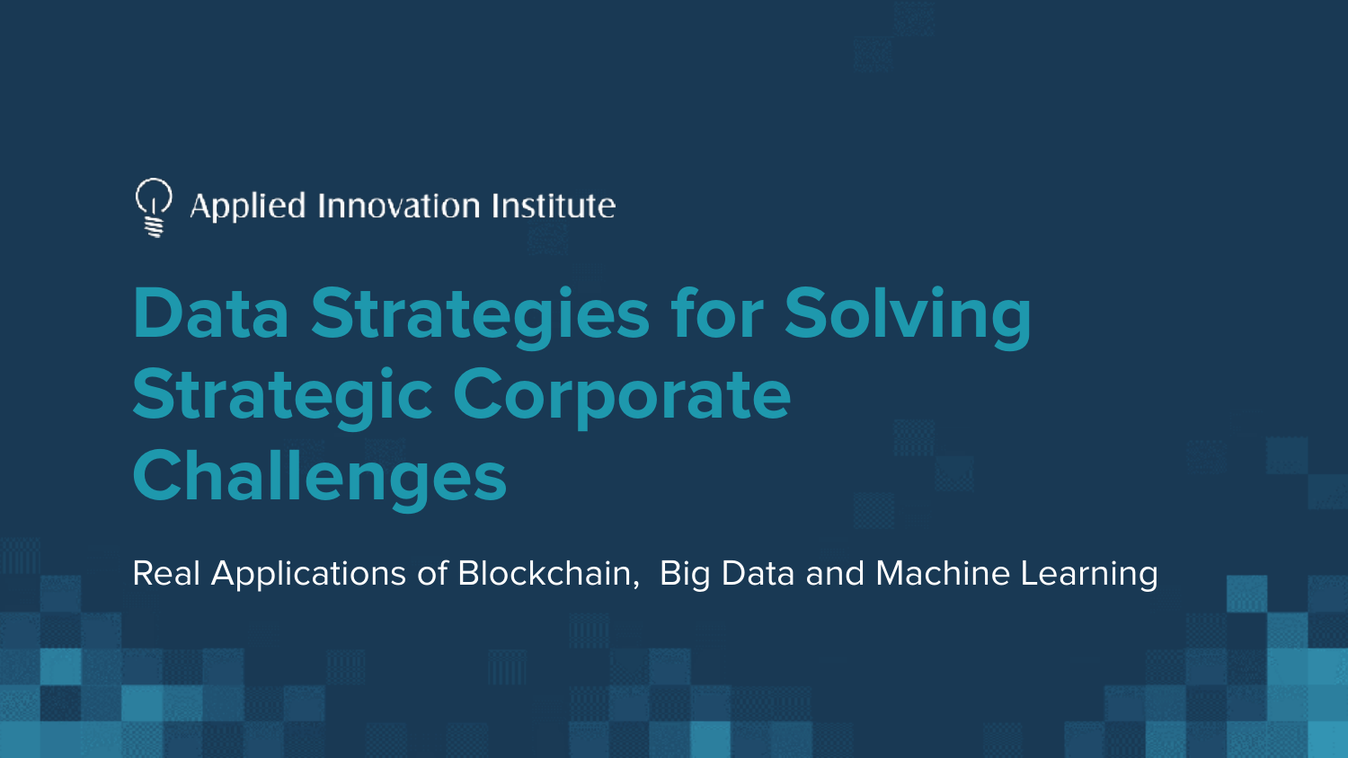Applied Innovation Institute

# Data Strategies for Solving Strategic Corporate Challenges

Real Applications of Blockchain,  Big Data and Machine Learning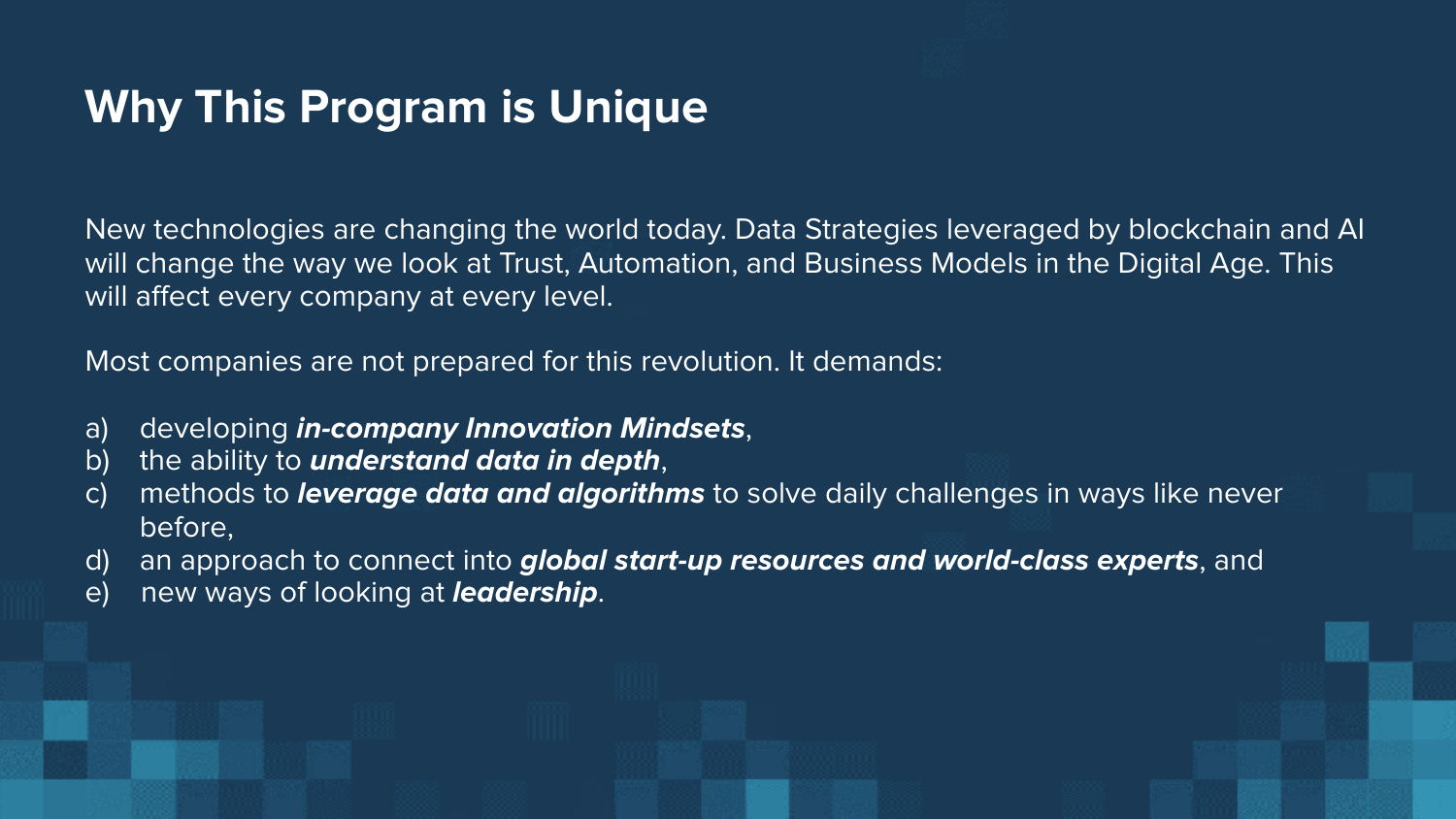# Why This Program is Unique

New technologies are changing the world today. Data Strategies leveraged by blockchain and AI will change the way we look at Trust, Automation, and Business Models in the Digital Age. This will affect every company at every level.

Most companies are not prepared for this revolution. It demands:

a) developing ***in-company Innovation Mindsets***,
b) the ability to ***understand data in depth***,
c) methods to ***leverage data and algorithms*** to solve daily challenges in ways like never before,
d) an approach to connect into ***global start-up resources and world-class experts***, and
e) new ways of looking at ***leadership***.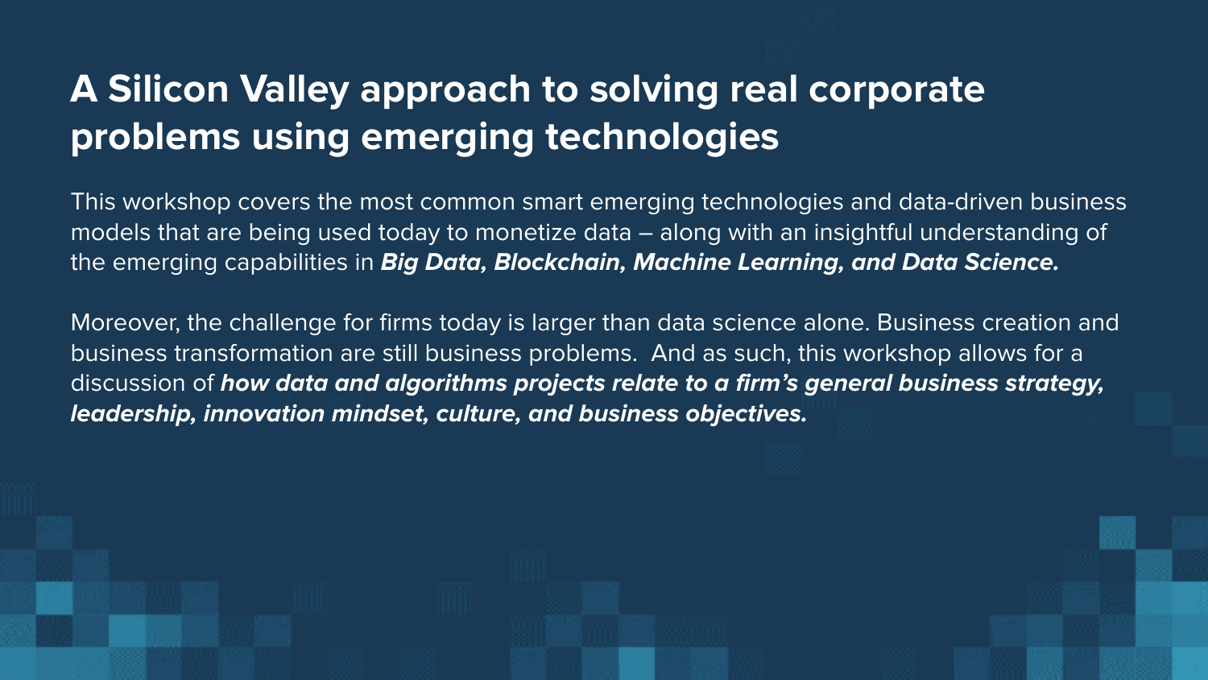# A Silicon Valley approach to solving real corporate problems using emerging technologies

This workshop covers the most common smart emerging technologies and data-driven business models that are being used today to monetize data – along with an insightful understanding of the emerging capabilities in ***Big Data, Blockchain, Machine Learning, and Data Science.***

Moreover, the challenge for firms today is larger than data science alone. Business creation and business transformation are still business problems. And as such, this workshop allows for a discussion of ***how data and algorithms projects relate to a firm's general business strategy, leadership, innovation mindset, culture, and business objectives.***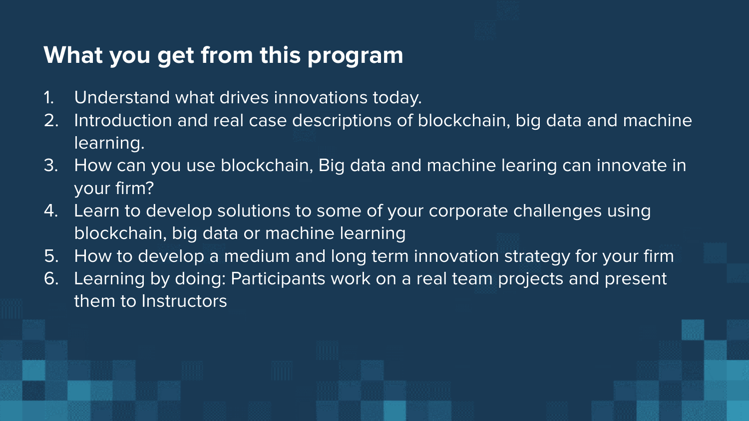## What you get from this program

1. Understand what drives innovations today.
2. Introduction and real case descriptions of blockchain, big data and machine learning.
3. How can you use blockchain, Big data and machine learing can innovate in your firm?
4. Learn to develop solutions to some of your corporate challenges using blockchain, big data or machine learning
5. How to develop a medium and long term innovation strategy for your firm
6. Learning by doing: Participants work on a real team projects and present them to Instructors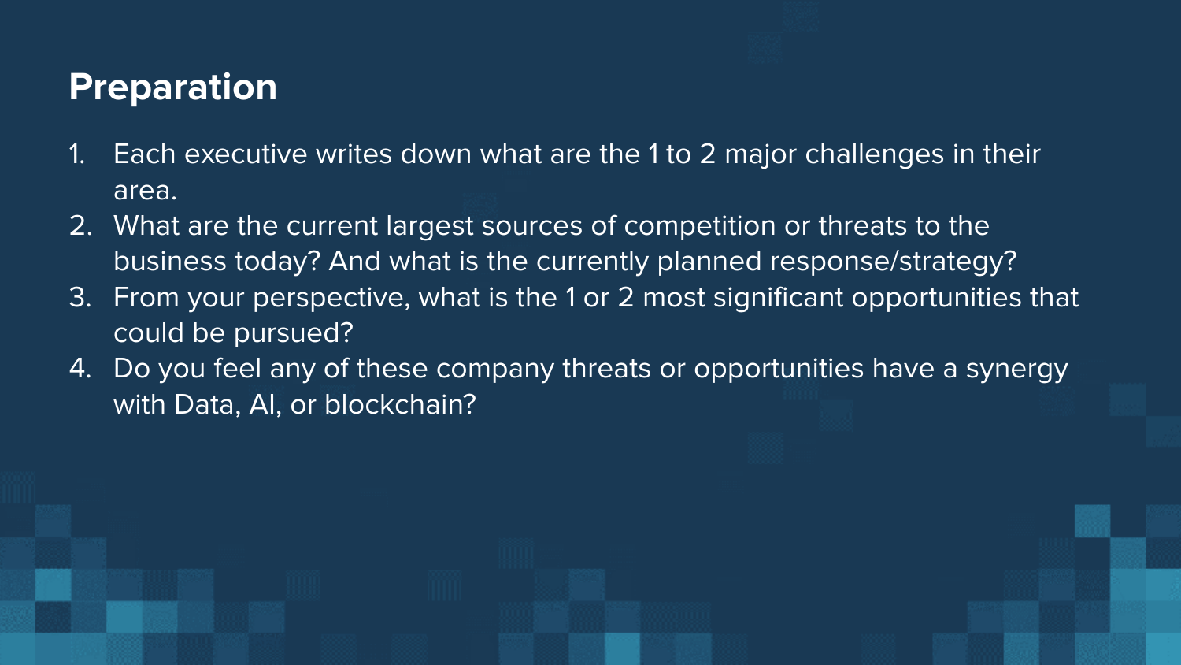# Preparation

1. Each executive writes down what are the 1 to 2 major challenges in their area.
2. What are the current largest sources of competition or threats to the business today? And what is the currently planned response/strategy?
3. From your perspective, what is the 1 or 2 most significant opportunities that could be pursued?
4. Do you feel any of these company threats or opportunities have a synergy with Data, AI, or blockchain?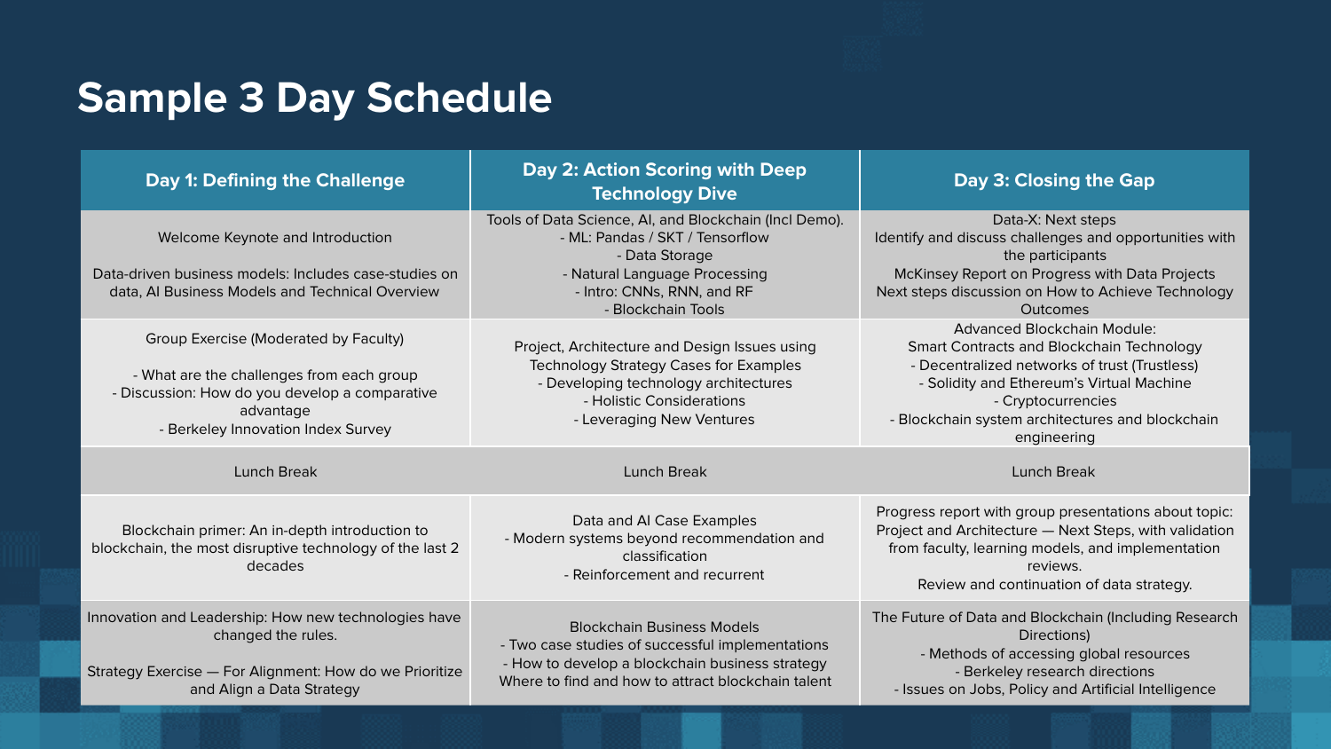# Sample 3 Day Schedule

| Day 1: Defining the Challenge | Day 2: Action Scoring with Deep Technology Dive | Day 3: Closing the Gap |
|---|---|---|
| Welcome Keynote and Introduction<br><br>Data-driven business models: Includes case-studies on data, AI Business Models and Technical Overview | Tools of Data Science, AI, and Blockchain (Incl Demo).<br>- ML: Pandas / SKT / Tensorflow<br>- Data Storage<br>- Natural Language Processing<br>- Intro: CNNs, RNN, and RF<br>- Blockchain Tools | Data-X: Next steps<br>Identify and discuss challenges and opportunities with the participants<br>McKinsey Report on Progress with Data Projects<br>Next steps discussion on How to Achieve Technology Outcomes |
| Group Exercise (Moderated by Faculty)<br><br>- What are the challenges from each group<br>- Discussion: How do you develop a comparative advantage<br>- Berkeley Innovation Index Survey | Project, Architecture and Design Issues using Technology Strategy Cases for Examples<br>- Developing technology architectures<br>- Holistic Considerations<br>- Leveraging New Ventures | Advanced Blockchain Module:<br>Smart Contracts and Blockchain Technology<br>- Decentralized networks of trust (Trustless)<br>- Solidity and Ethereum's Virtual Machine<br>- Cryptocurrencies<br>- Blockchain system architectures and blockchain engineering |
| Lunch Break | Lunch Break | Lunch Break |
| Blockchain primer: An in-depth introduction to blockchain, the most disruptive technology of the last 2 decades | Data and AI Case Examples<br>- Modern systems beyond recommendation and classification<br>- Reinforcement and recurrent | Progress report with group presentations about topic: Project and Architecture — Next Steps, with validation from faculty, learning models, and implementation reviews.<br>Review and continuation of data strategy. |
| Innovation and Leadership: How new technologies have changed the rules.<br><br>Strategy Exercise — For Alignment: How do we Prioritize and Align a Data Strategy | Blockchain Business Models<br>- Two case studies of successful implementations<br>- How to develop a blockchain business strategy<br>Where to find and how to attract blockchain talent | The Future of Data and Blockchain (Including Research Directions)<br>- Methods of accessing global resources<br>- Berkeley research directions<br>- Issues on Jobs, Policy and Artificial Intelligence |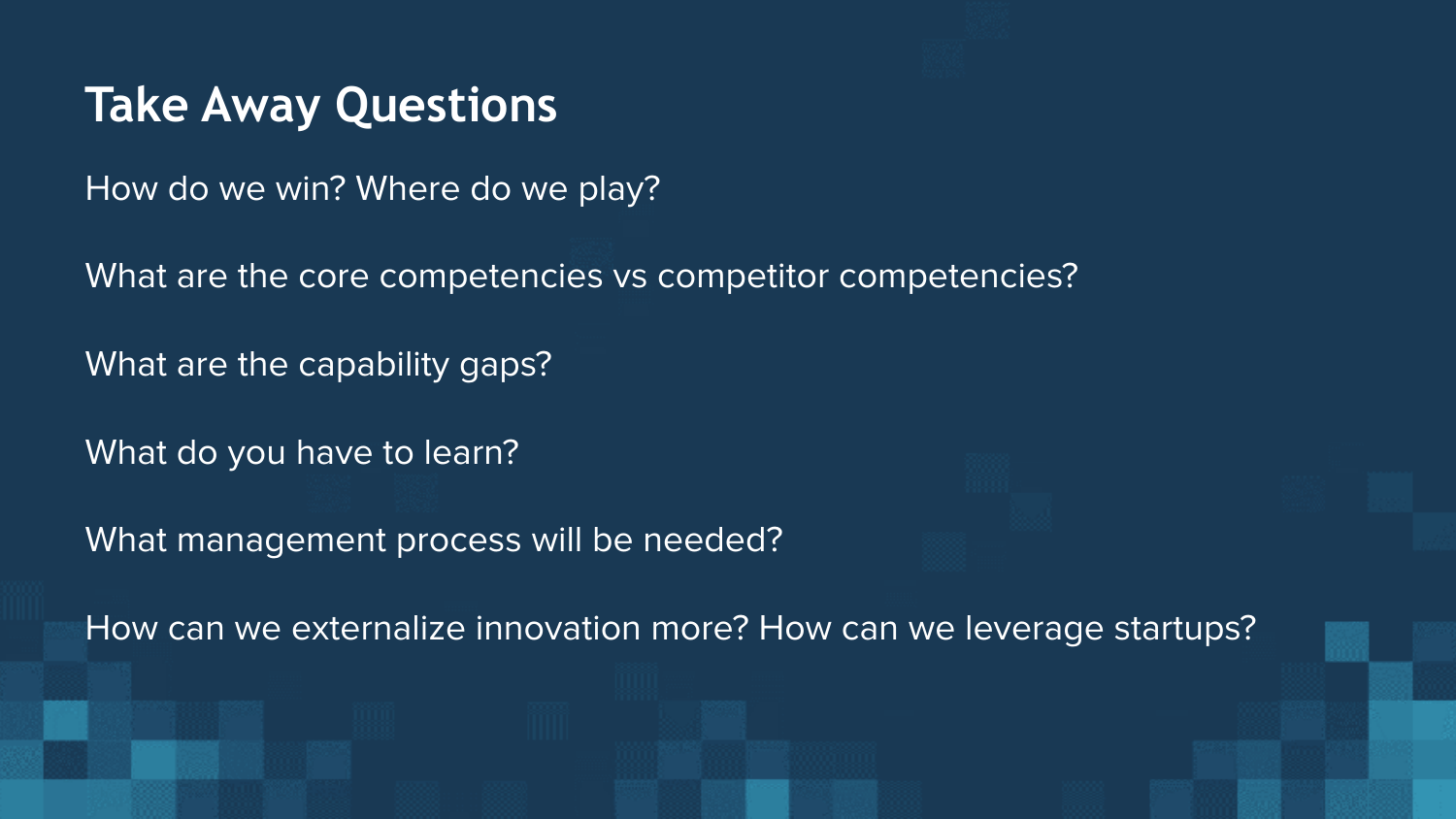# Take Away Questions

How do we win? Where do we play?

What are the core competencies vs competitor competencies?

What are the capability gaps?

What do you have to learn?

What management process will be needed?

How can we externalize innovation more? How can we leverage startups?